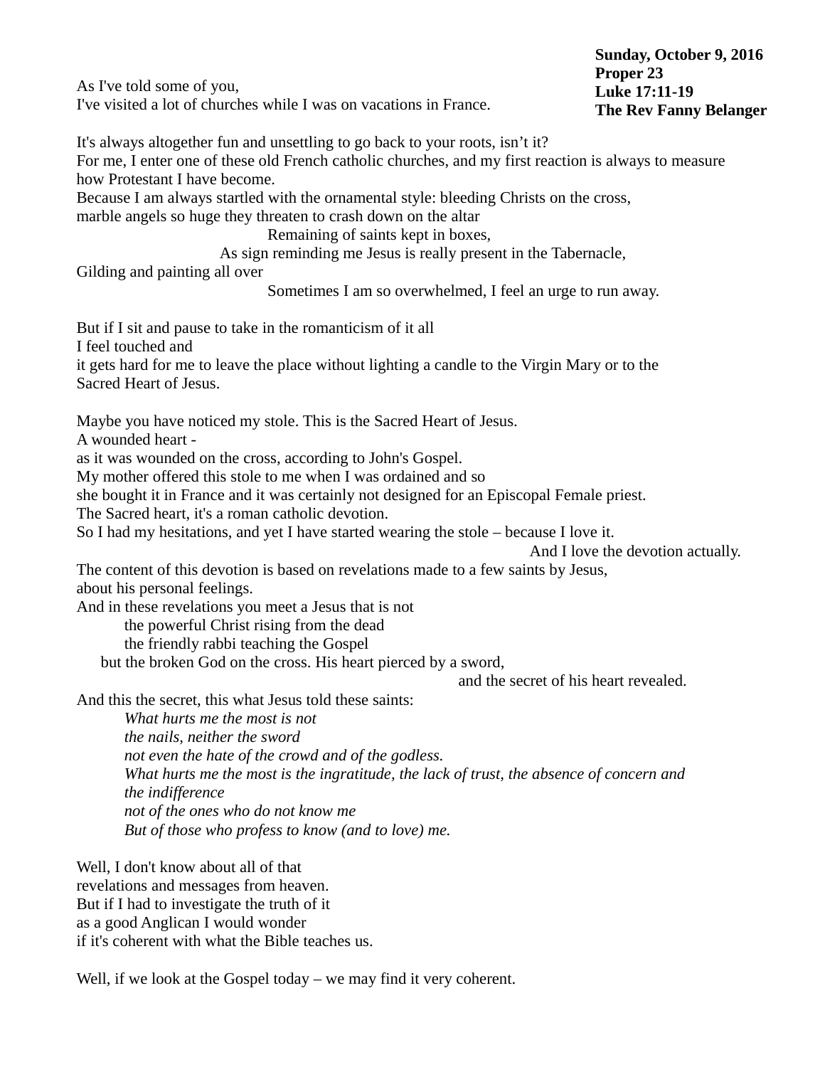**Sunday, October 9, 2016**
**Proper 23**
**Luke 17:11-19**
**The Rev Fanny Belanger**

As I've told some of you,
I've visited a lot of churches while I was on vacations in France.

It's always altogether fun and unsettling to go back to your roots, isn't it?
For me, I enter one of these old French catholic churches, and my first reaction is always to measure how Protestant I have become.
Because I am always startled with the ornamental style: bleeding Christs on the cross,
marble angels so huge they threaten to crash down on the altar
Remaining of saints kept in boxes,
As sign reminding me Jesus is really present in the Tabernacle,
Gilding and painting all over
Sometimes I am so overwhelmed, I feel an urge to run away.

But if I sit and pause to take in the romanticism of it all
I feel touched and
it gets hard for me to leave the place without lighting a candle to the Virgin Mary or to the Sacred Heart of Jesus.

Maybe you have noticed my stole. This is the Sacred Heart of Jesus.
A wounded heart -
as it was wounded on the cross, according to John's Gospel.
My mother offered this stole to me when I was ordained and so
she bought it in France and it was certainly not designed for an Episcopal Female priest.
The Sacred heart, it's a roman catholic devotion.
So I had my hesitations, and yet I have started wearing the stole – because I love it.
And I love the devotion actually.
The content of this devotion is based on revelations made to a few saints by Jesus,
about his personal feelings.
And in these revelations you meet a Jesus that is not
the powerful Christ rising from the dead
the friendly rabbi teaching the Gospel
but the broken God on the cross. His heart pierced by a sword,
and the secret of his heart revealed.
And this the secret, this what Jesus told these saints:

*What hurts me the most is not*
*the nails, neither the sword*
*not even the hate of the crowd and of the godless.*
*What hurts me the most is the ingratitude, the lack of trust, the absence of concern and the indifference*
*not of the ones who do not know me*
*But of those who profess to know (and to love) me.*

Well, I don't know about all of that
revelations and messages from heaven.
But if I had to investigate the truth of it
as a good Anglican I would wonder
if it's coherent with what the Bible teaches us.

Well, if we look at the Gospel today – we may find it very coherent.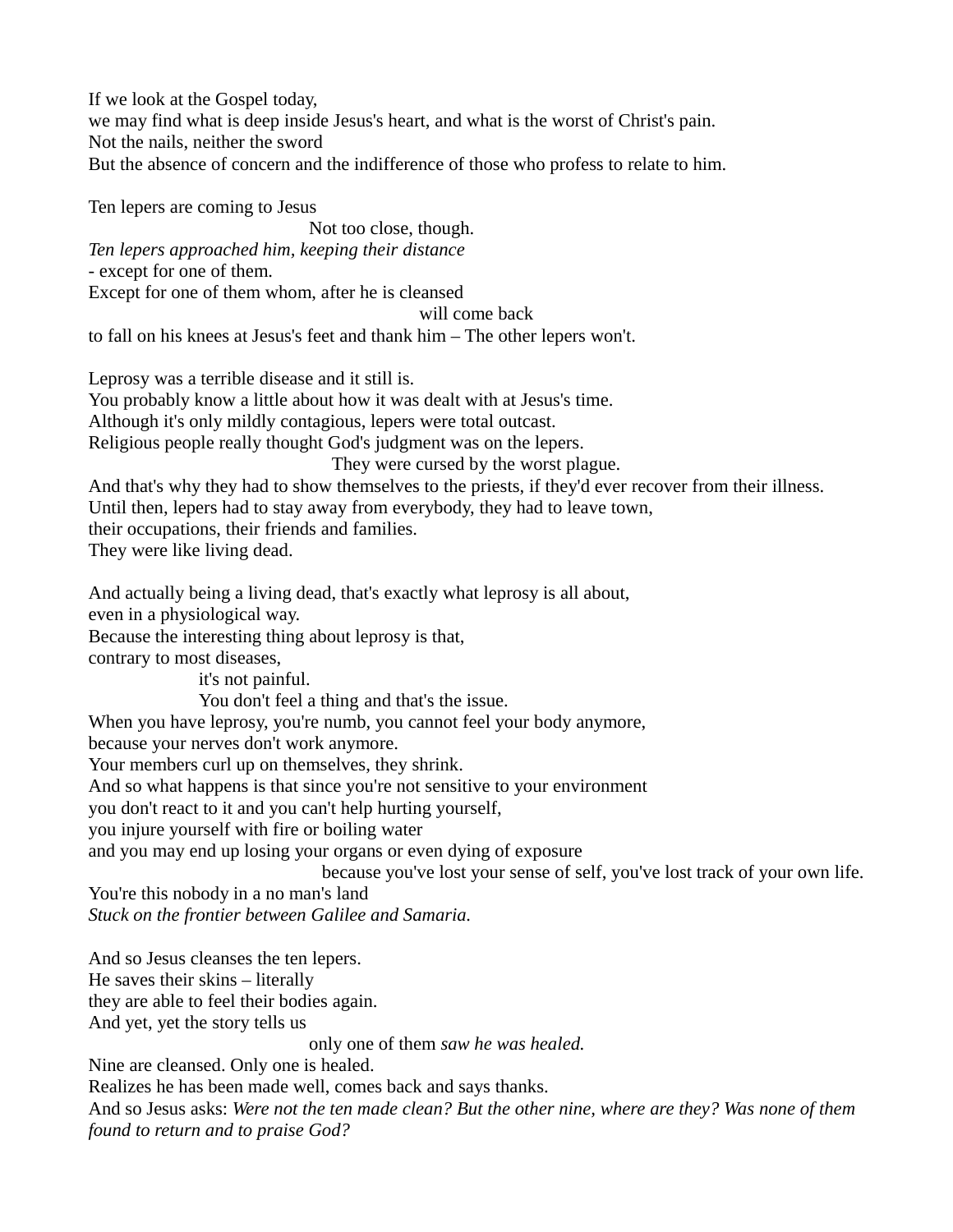If we look at the Gospel today,
we may find what is deep inside Jesus's heart, and what is the worst of Christ's pain.
Not the nails, neither the sword
But the absence of concern and the indifference of those who profess to relate to him.

Ten lepers are coming to Jesus
Not too close, though.
*Ten lepers approached him, keeping their distance*
- except for one of them.
Except for one of them whom, after he is cleansed
will come back
to fall on his knees at Jesus's feet and thank him – The other lepers won't.

Leprosy was a terrible disease and it still is.
You probably know a little about how it was dealt with at Jesus's time.
Although it's only mildly contagious, lepers were total outcast.
Religious people really thought God's judgment was on the lepers.
They were cursed by the worst plague.
And that's why they had to show themselves to the priests, if they'd ever recover from their illness.
Until then, lepers had to stay away from everybody, they had to leave town,
their occupations, their friends and families.
They were like living dead.

And actually being a living dead, that's exactly what leprosy is all about,
even in a physiological way.
Because the interesting thing about leprosy is that,
contrary to most diseases,
it's not painful.
You don't feel a thing and that's the issue.
When you have leprosy, you're numb, you cannot feel your body anymore,
because your nerves don't work anymore.
Your members curl up on themselves, they shrink.
And so what happens is that since you're not sensitive to your environment
you don't react to it and you can't help hurting yourself,
you injure yourself with fire or boiling water
and you may end up losing your organs or even dying of exposure
because you've lost your sense of self, you've lost track of your own life.
You're this nobody in a no man's land
*Stuck on the frontier between Galilee and Samaria.*

And so Jesus cleanses the ten lepers.
He saves their skins – literally
they are able to feel their bodies again.
And yet, yet the story tells us
only one of them *saw he was healed.*
Nine are cleansed. Only one is healed.
Realizes he has been made well, comes back and says thanks.
And so Jesus asks: *Were not the ten made clean? But the other nine, where are they? Was none of them found to return and to praise God?*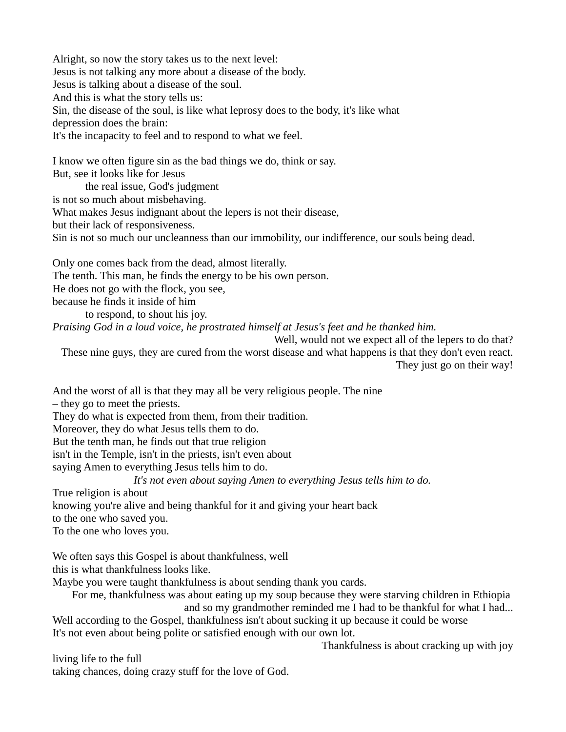Alright, so now the story takes us to the next level:
Jesus is not talking any more about a disease of the body.
Jesus is talking about a disease of the soul.
And this is what the story tells us:
Sin, the disease of the soul, is like what leprosy does to the body, it's like what depression does the brain:
It's the incapacity to feel and to respond to what we feel.

I know we often figure sin as the bad things we do, think or say.
But, see it looks like for Jesus
the real issue, God's judgment
is not so much about misbehaving.
What makes Jesus indignant about the lepers is not their disease,
but their lack of responsiveness.
Sin is not so much our uncleanness than our immobility, our indifference, our souls being dead.

Only one comes back from the dead, almost literally.
The tenth. This man, he finds the energy to be his own person.
He does not go with the flock, you see,
because he finds it inside of him
to respond, to shout his joy.
*Praising God in a loud voice, he prostrated himself at Jesus's feet and he thanked him.*
Well, would not we expect all of the lepers to do that?
These nine guys, they are cured from the worst disease and what happens is that they don't even react.
They just go on their way!

And the worst of all is that they may all be very religious people. The nine
– they go to meet the priests.
They do what is expected from them, from their tradition.
Moreover, they do what Jesus tells them to do.
But the tenth man, he finds out that true religion
isn't in the Temple, isn't in the priests, isn't even about
saying Amen to everything Jesus tells him to do.
*It's not even about saying Amen to everything Jesus tells him to do.*
True religion is about
knowing you're alive and being thankful for it and giving your heart back
to the one who saved you.
To the one who loves you.

We often says this Gospel is about thankfulness, well
this is what thankfulness looks like.
Maybe you were taught thankfulness is about sending thank you cards.
For me, thankfulness was about eating up my soup because they were starving children in Ethiopia
and so my grandmother reminded me I had to be thankful for what I had...
Well according to the Gospel, thankfulness isn't about sucking it up because it could be worse
It's not even about being polite or satisfied enough with our own lot.
Thankfulness is about cracking up with joy
living life to the full
taking chances, doing crazy stuff for the love of God.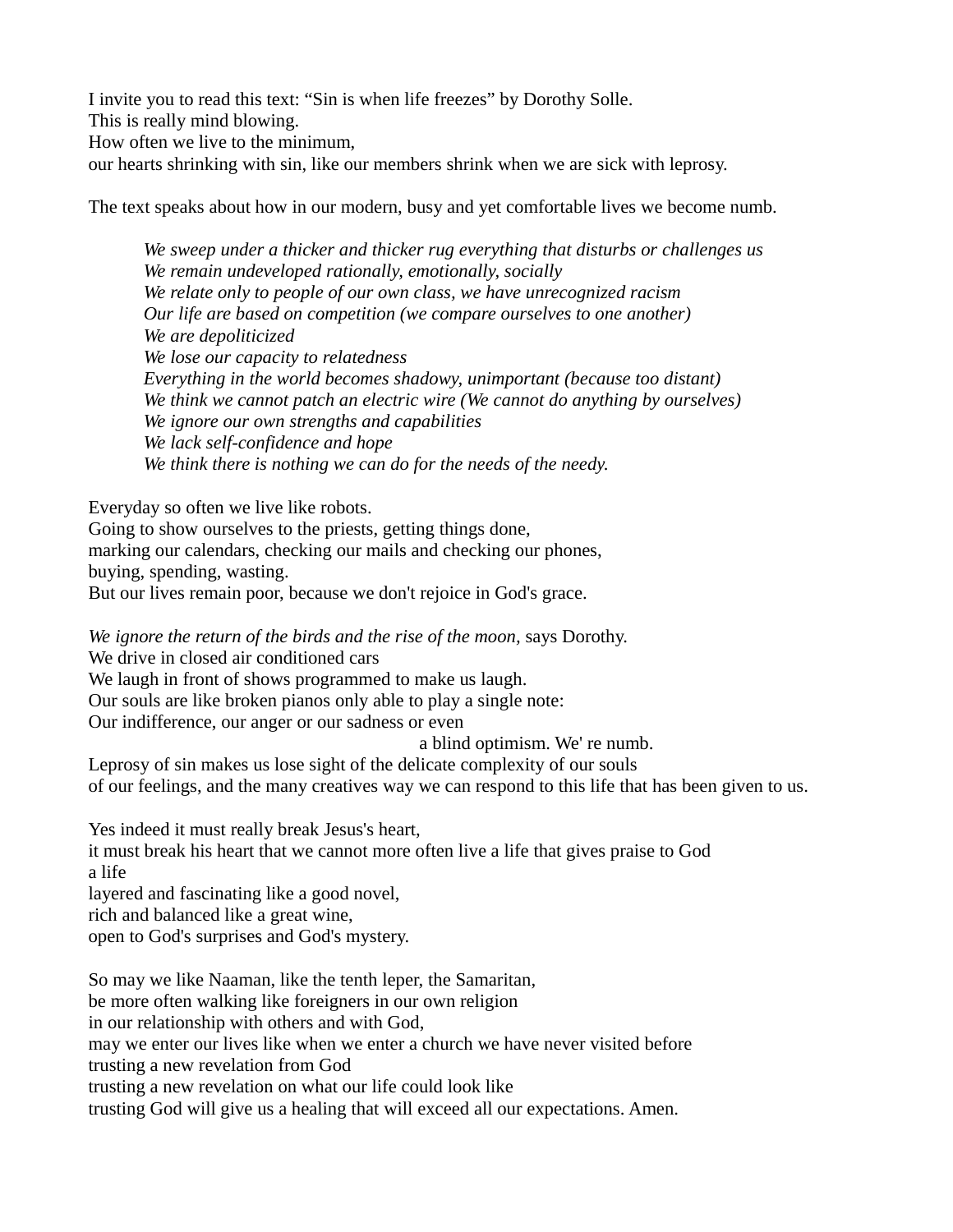I invite you to read this text: “Sin is when life freezes” by Dorothy Solle.
This is really mind blowing.
How often we live to the minimum,
our hearts shrinking with sin, like our members shrink when we are sick with leprosy.

The text speaks about how in our modern, busy and yet comfortable lives we become numb.

> *We sweep under a thicker and thicker rug everything that disturbs or challenges us*
> *We remain undeveloped rationally, emotionally, socially*
> *We relate only to people of our own class, we have unrecognized racism*
> *Our life are based on competition (we compare ourselves to one another)*
> *We are depoliticized*
> *We lose our capacity to relatedness*
> *Everything in the world becomes shadowy, unimportant (because too distant)*
> *We think we cannot patch an electric wire (We cannot do anything by ourselves)*
> *We ignore our own strengths and capabilities*
> *We lack self-confidence and hope*
> *We think there is nothing we can do for the needs of the needy.*

Everyday so often we live like robots.
Going to show ourselves to the priests, getting things done,
marking our calendars, checking our mails and checking our phones,
buying, spending, wasting.
But our lives remain poor, because we don't rejoice in God's grace.

*We ignore the return of the birds and the rise of the moon*, says Dorothy.
We drive in closed air conditioned cars
We laugh in front of shows programmed to make us laugh.
Our souls are like broken pianos only able to play a single note:
Our indifference, our anger or our sadness or even
a blind optimism. We' re numb.
Leprosy of sin makes us lose sight of the delicate complexity of our souls
of our feelings, and the many creatives way we can respond to this life that has been given to us.

Yes indeed it must really break Jesus's heart,
it must break his heart that we cannot more often live a life that gives praise to God
a life
layered and fascinating like a good novel,
rich and balanced like a great wine,
open to God's surprises and God's mystery.

So may we like Naaman, like the tenth leper, the Samaritan,
be more often walking like foreigners in our own religion
in our relationship with others and with God,
may we enter our lives like when we enter a church we have never visited before
trusting a new revelation from God
trusting a new revelation on what our life could look like
trusting God will give us a healing that will exceed all our expectations. Amen.